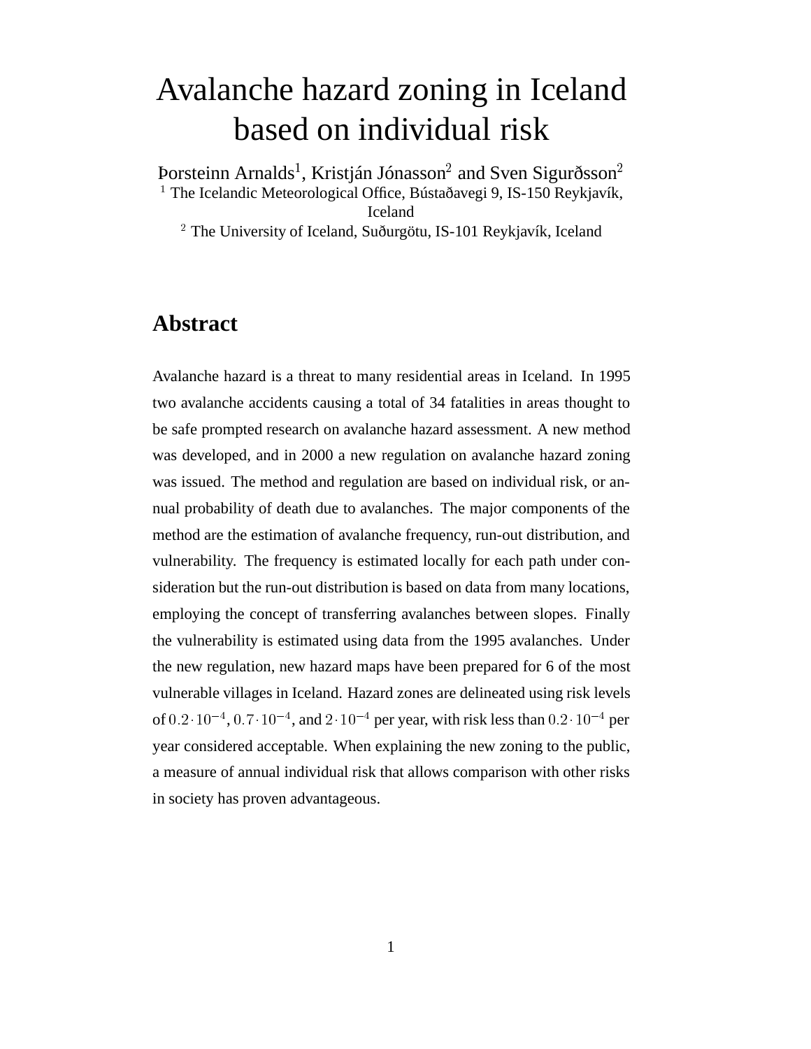# Avalanche hazard zoning in Iceland based on individual risk

Þorsteinn Arnalds[1], Kristján Jónasson[2] and Sven Sigurðsson[2]

[1] The Icelandic Meteorological Office, Bústaðavegi 9, IS-150 Reykjavík, Iceland

[2] The University of Iceland, Suðurgötu, IS-101 Reykjavík, Iceland

## Abstract

Avalanche hazard is a threat to many residential areas in Iceland. In 1995 two avalanche accidents causing a total of 34 fatalities in areas thought to be safe prompted research on avalanche hazard assessment. A new method was developed, and in 2000 a new regulation on avalanche hazard zoning was issued. The method and regulation are based on individual risk, or annual probability of death due to avalanches. The major components of the method are the estimation of avalanche frequency, run-out distribution, and vulnerability. The frequency is estimated locally for each path under consideration but the run-out distribution is based on data from many locations, employing the concept of transferring avalanches between slopes. Finally the vulnerability is estimated using data from the 1995 avalanches. Under the new regulation, new hazard maps have been prepared for 6 of the most vulnerable villages in Iceland. Hazard zones are delineated using risk levels of $0.2 \cdot 10^{-4}$, $0.7 \cdot 10^{-4}$, and $2 \cdot 10^{-4}$ per year, with risk less than $0.2 \cdot 10^{-4}$ per year considered acceptable. When explaining the new zoning to the public, a measure of annual individual risk that allows comparison with other risks in society has proven advantageous.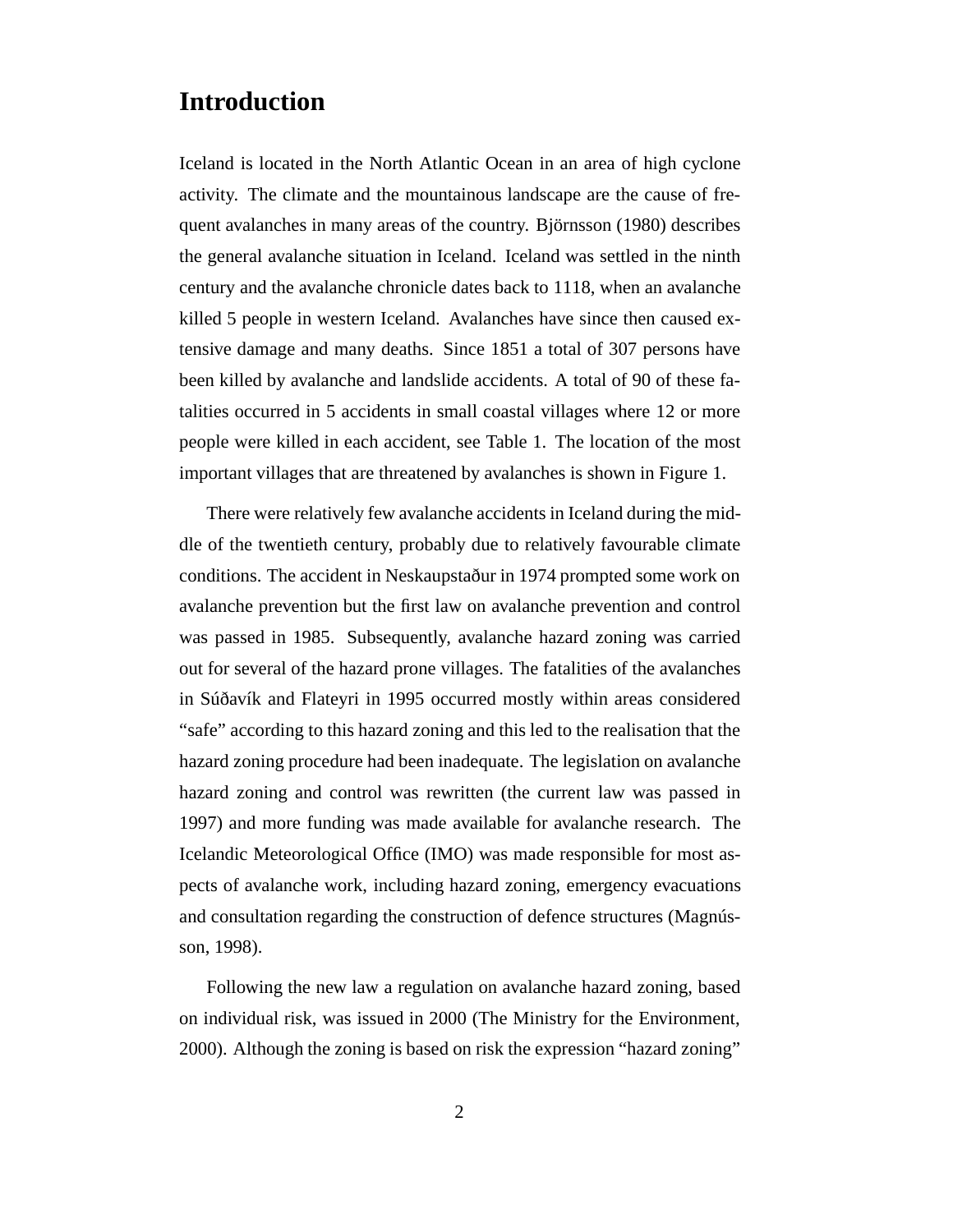# Introduction

Iceland is located in the North Atlantic Ocean in an area of high cyclone activity. The climate and the mountainous landscape are the cause of frequent avalanches in many areas of the country. Björnsson (1980) describes the general avalanche situation in Iceland. Iceland was settled in the ninth century and the avalanche chronicle dates back to 1118, when an avalanche killed 5 people in western Iceland. Avalanches have since then caused extensive damage and many deaths. Since 1851 a total of 307 persons have been killed by avalanche and landslide accidents. A total of 90 of these fatalities occurred in 5 accidents in small coastal villages where 12 or more people were killed in each accident, see Table 1. The location of the most important villages that are threatened by avalanches is shown in Figure 1.

There were relatively few avalanche accidents in Iceland during the middle of the twentieth century, probably due to relatively favourable climate conditions. The accident in Neskaupstaður in 1974 prompted some work on avalanche prevention but the first law on avalanche prevention and control was passed in 1985. Subsequently, avalanche hazard zoning was carried out for several of the hazard prone villages. The fatalities of the avalanches in Súðavík and Flateyri in 1995 occurred mostly within areas considered "safe" according to this hazard zoning and this led to the realisation that the hazard zoning procedure had been inadequate. The legislation on avalanche hazard zoning and control was rewritten (the current law was passed in 1997) and more funding was made available for avalanche research. The Icelandic Meteorological Office (IMO) was made responsible for most aspects of avalanche work, including hazard zoning, emergency evacuations and consultation regarding the construction of defence structures (Magnússon, 1998).

Following the new law a regulation on avalanche hazard zoning, based on individual risk, was issued in 2000 (The Ministry for the Environment, 2000). Although the zoning is based on risk the expression "hazard zoning"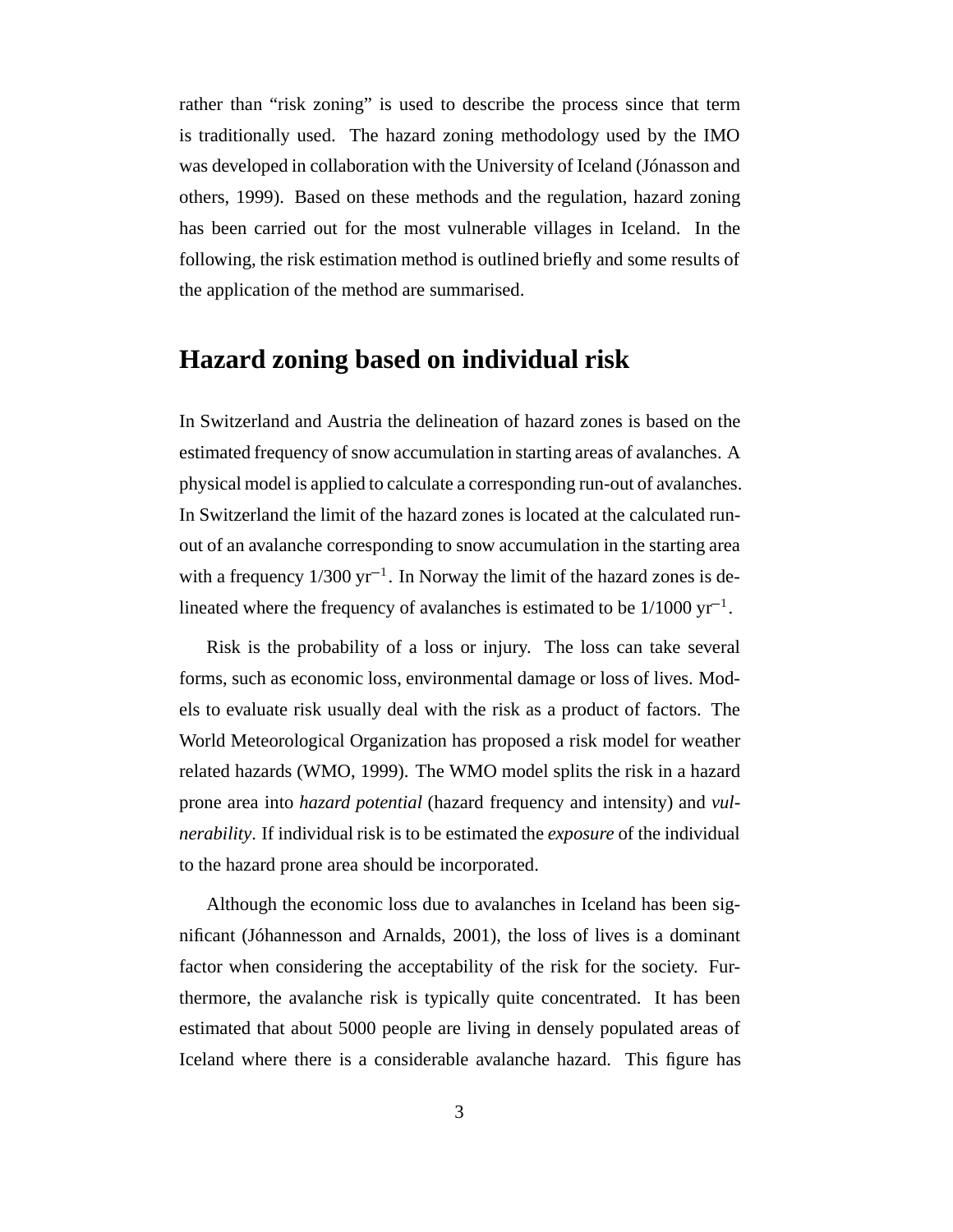rather than "risk zoning" is used to describe the process since that term is traditionally used. The hazard zoning methodology used by the IMO was developed in collaboration with the University of Iceland (Jónasson and others, 1999). Based on these methods and the regulation, hazard zoning has been carried out for the most vulnerable villages in Iceland. In the following, the risk estimation method is outlined briefly and some results of the application of the method are summarised.

## Hazard zoning based on individual risk

In Switzerland and Austria the delineation of hazard zones is based on the estimated frequency of snow accumulation in starting areas of avalanches. A physical model is applied to calculate a corresponding run-out of avalanches. In Switzerland the limit of the hazard zones is located at the calculated run-out of an avalanche corresponding to snow accumulation in the starting area with a frequency 1/300 $\text{yr}^{-1}$. In Norway the limit of the hazard zones is delineated where the frequency of avalanches is estimated to be 1/1000 $\text{yr}^{-1}$.

Risk is the probability of a loss or injury. The loss can take several forms, such as economic loss, environmental damage or loss of lives. Models to evaluate risk usually deal with the risk as a product of factors. The World Meteorological Organization has proposed a risk model for weather related hazards (WMO, 1999). The WMO model splits the risk in a hazard prone area into *hazard potential* (hazard frequency and intensity) and *vulnerability*. If individual risk is to be estimated the *exposure* of the individual to the hazard prone area should be incorporated.

Although the economic loss due to avalanches in Iceland has been significant (Jóhannesson and Arnalds, 2001), the loss of lives is a dominant factor when considering the acceptability of the risk for the society. Furthermore, the avalanche risk is typically quite concentrated. It has been estimated that about 5000 people are living in densely populated areas of Iceland where there is a considerable avalanche hazard. This figure has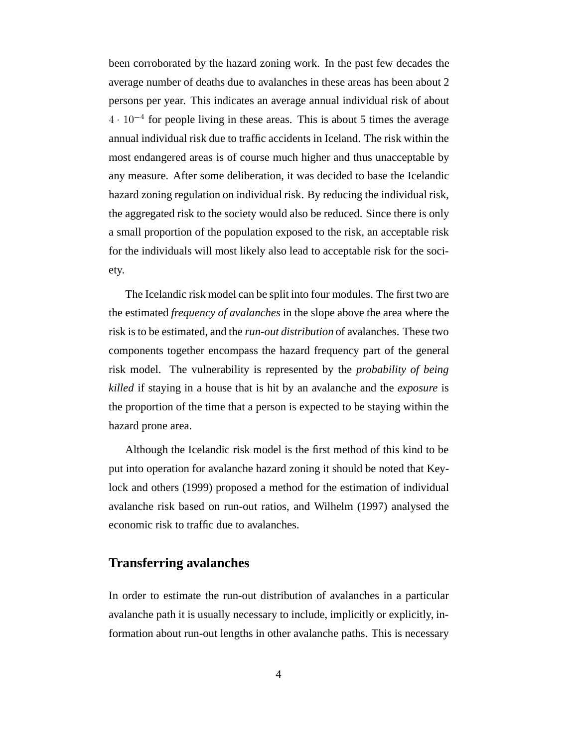been corroborated by the hazard zoning work. In the past few decades the average number of deaths due to avalanches in these areas has been about 2 persons per year. This indicates an average annual individual risk of about $4 \cdot 10^{-4}$ for people living in these areas. This is about 5 times the average annual individual risk due to traffic accidents in Iceland. The risk within the most endangered areas is of course much higher and thus unacceptable by any measure. After some deliberation, it was decided to base the Icelandic hazard zoning regulation on individual risk. By reducing the individual risk, the aggregated risk to the society would also be reduced. Since there is only a small proportion of the population exposed to the risk, an acceptable risk for the individuals will most likely also lead to acceptable risk for the society.

The Icelandic risk model can be split into four modules. The first two are the estimated *frequency of avalanches* in the slope above the area where the risk is to be estimated, and the *run-out distribution* of avalanches. These two components together encompass the hazard frequency part of the general risk model. The vulnerability is represented by the *probability of being killed* if staying in a house that is hit by an avalanche and the *exposure* is the proportion of the time that a person is expected to be staying within the hazard prone area.

Although the Icelandic risk model is the first method of this kind to be put into operation for avalanche hazard zoning it should be noted that Keylock and others (1999) proposed a method for the estimation of individual avalanche risk based on run-out ratios, and Wilhelm (1997) analysed the economic risk to traffic due to avalanches.

## Transferring avalanches

In order to estimate the run-out distribution of avalanches in a particular avalanche path it is usually necessary to include, implicitly or explicitly, information about run-out lengths in other avalanche paths. This is necessary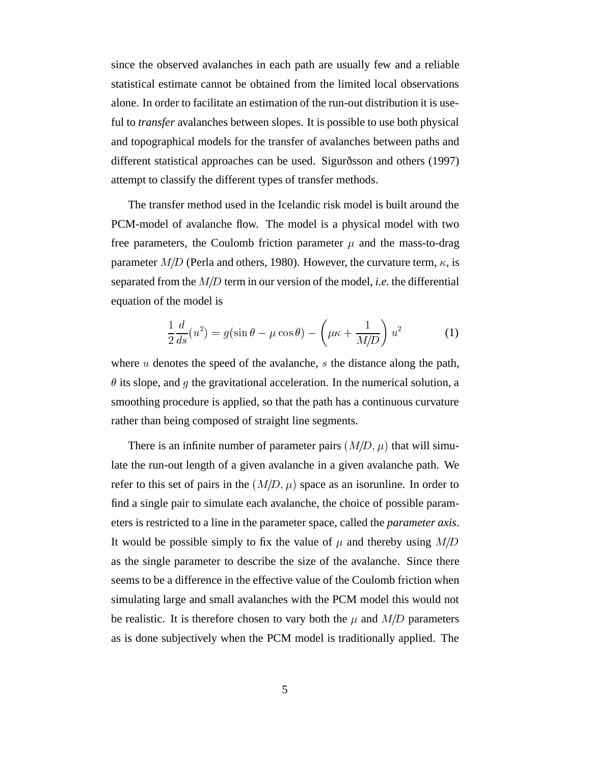since the observed avalanches in each path are usually few and a reliable statistical estimate cannot be obtained from the limited local observations alone. In order to facilitate an estimation of the run-out distribution it is useful to *transfer* avalanches between slopes. It is possible to use both physical and topographical models for the transfer of avalanches between paths and different statistical approaches can be used. Sigurðsson and others (1997) attempt to classify the different types of transfer methods.

The transfer method used in the Icelandic risk model is built around the PCM-model of avalanche flow. The model is a physical model with two free parameters, the Coulomb friction parameter $\mu$ and the mass-to-drag parameter $M/D$ (Perla and others, 1980). However, the curvature term, $\kappa$, is separated from the $M/D$ term in our version of the model, *i.e.* the differential equation of the model is

$$\frac{1}{2}\frac{d}{ds}(u^2) = g(\sin\theta - \mu\cos\theta) - \left(\mu\kappa + \frac{1}{M/D}\right)u^2 \tag{1}$$

where $u$ denotes the speed of the avalanche, $s$ the distance along the path, $\theta$ its slope, and $g$ the gravitational acceleration. In the numerical solution, a smoothing procedure is applied, so that the path has a continuous curvature rather than being composed of straight line segments.

There is an infinite number of parameter pairs $(M/D, \mu)$ that will simulate the run-out length of a given avalanche in a given avalanche path. We refer to this set of pairs in the $(M/D, \mu)$ space as an isorunline. In order to find a single pair to simulate each avalanche, the choice of possible parameters is restricted to a line in the parameter space, called the *parameter axis*. It would be possible simply to fix the value of $\mu$ and thereby using $M/D$ as the single parameter to describe the size of the avalanche. Since there seems to be a difference in the effective value of the Coulomb friction when simulating large and small avalanches with the PCM model this would not be realistic. It is therefore chosen to vary both the $\mu$ and $M/D$ parameters as is done subjectively when the PCM model is traditionally applied. The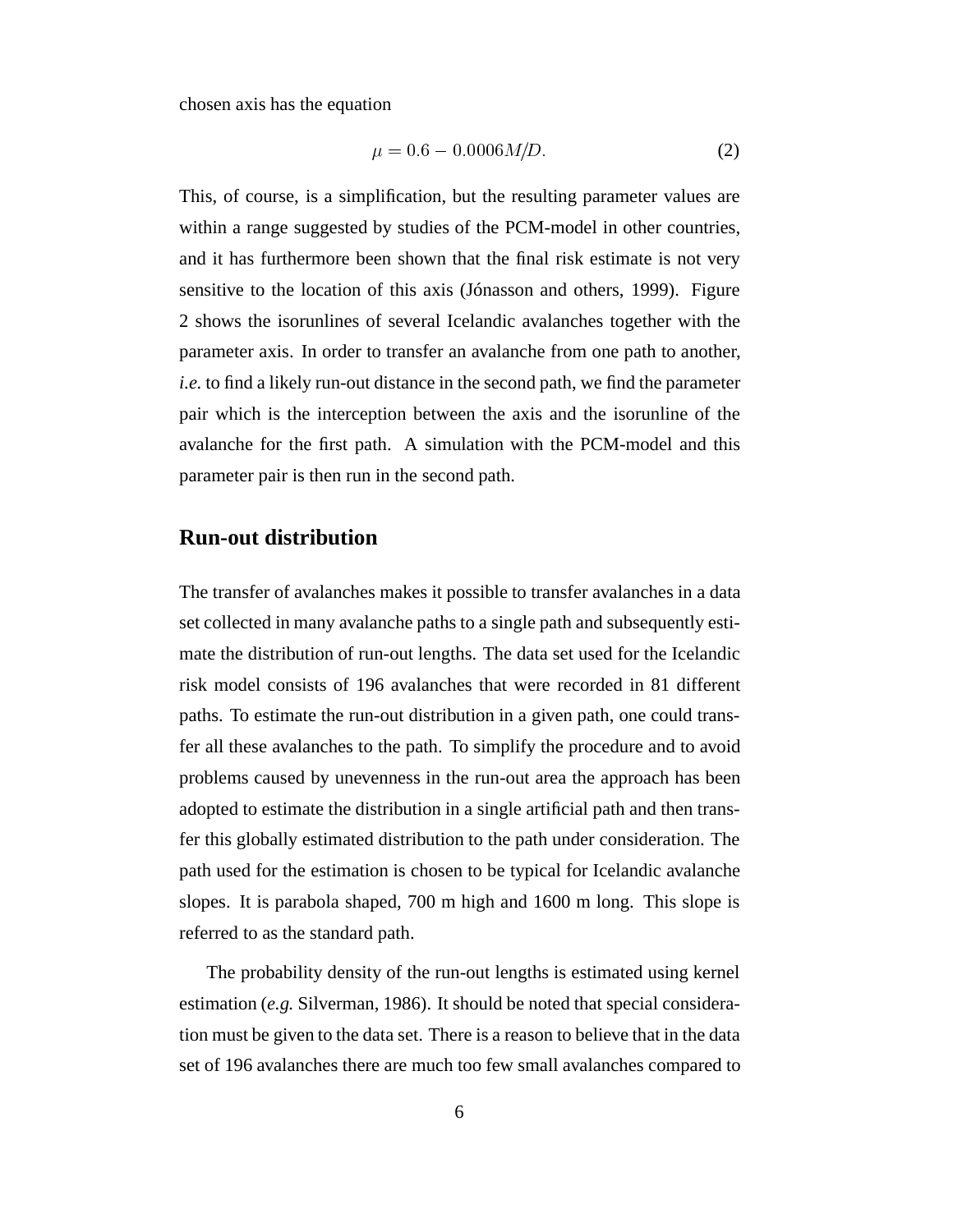chosen axis has the equation

$$\mu = 0.6 - 0.0006M/D. \tag{2}$$

This, of course, is a simplification, but the resulting parameter values are within a range suggested by studies of the PCM-model in other countries, and it has furthermore been shown that the final risk estimate is not very sensitive to the location of this axis (Jónasson and others, 1999). Figure 2 shows the isorunlines of several Icelandic avalanches together with the parameter axis. In order to transfer an avalanche from one path to another, *i.e.* to find a likely run-out distance in the second path, we find the parameter pair which is the interception between the axis and the isorunline of the avalanche for the first path. A simulation with the PCM-model and this parameter pair is then run in the second path.

## Run-out distribution

The transfer of avalanches makes it possible to transfer avalanches in a data set collected in many avalanche paths to a single path and subsequently estimate the distribution of run-out lengths. The data set used for the Icelandic risk model consists of 196 avalanches that were recorded in 81 different paths. To estimate the run-out distribution in a given path, one could transfer all these avalanches to the path. To simplify the procedure and to avoid problems caused by unevenness in the run-out area the approach has been adopted to estimate the distribution in a single artificial path and then transfer this globally estimated distribution to the path under consideration. The path used for the estimation is chosen to be typical for Icelandic avalanche slopes. It is parabola shaped, 700 m high and 1600 m long. This slope is referred to as the standard path.

The probability density of the run-out lengths is estimated using kernel estimation (*e.g.* Silverman, 1986). It should be noted that special consideration must be given to the data set. There is a reason to believe that in the data set of 196 avalanches there are much too few small avalanches compared to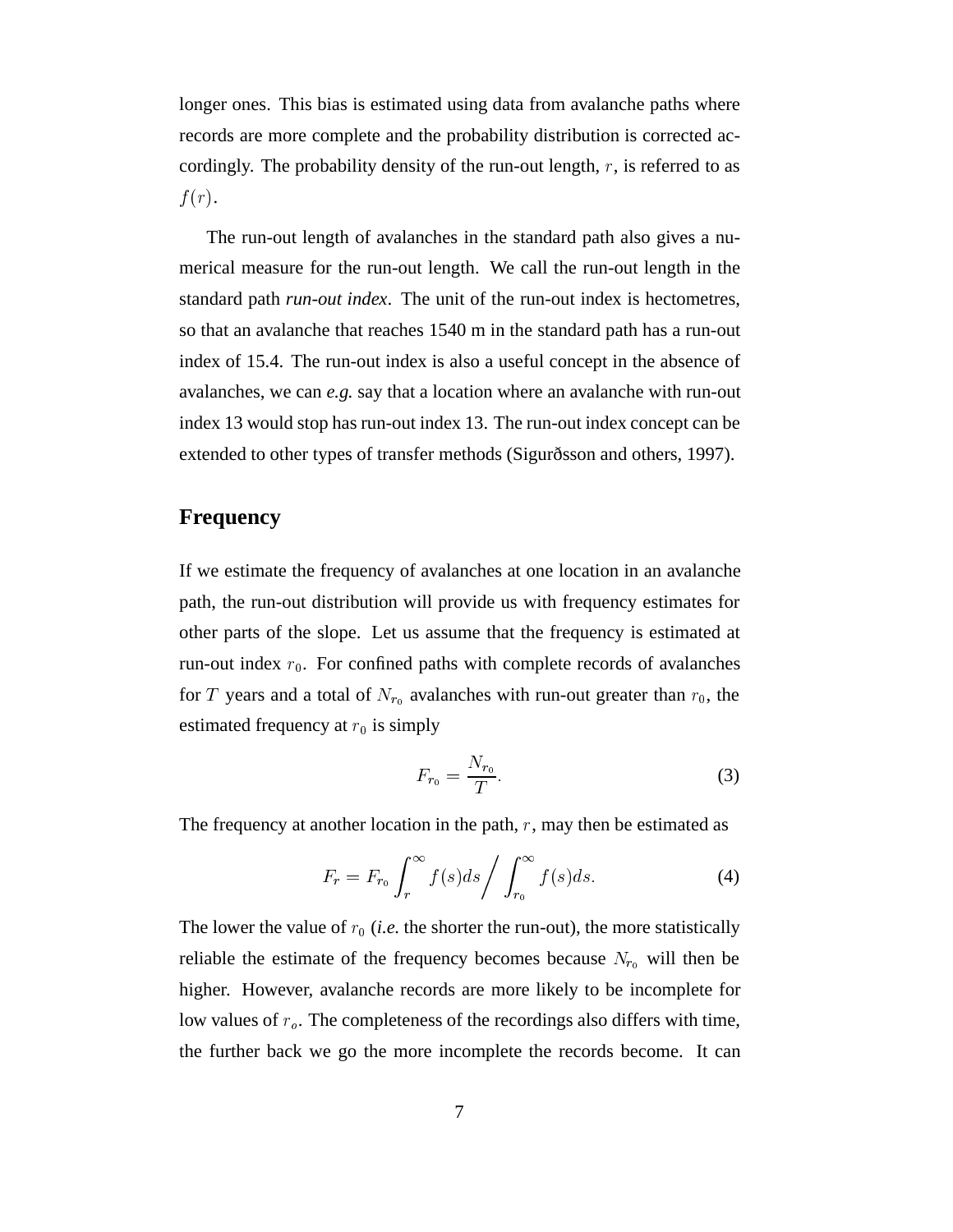longer ones. This bias is estimated using data from avalanche paths where records are more complete and the probability distribution is corrected accordingly. The probability density of the run-out length, $r$, is referred to as $f(r)$.

The run-out length of avalanches in the standard path also gives a numerical measure for the run-out length. We call the run-out length in the standard path *run-out index*. The unit of the run-out index is hectometres, so that an avalanche that reaches 1540 m in the standard path has a run-out index of 15.4. The run-out index is also a useful concept in the absence of avalanches, we can *e.g.* say that a location where an avalanche with run-out index 13 would stop has run-out index 13. The run-out index concept can be extended to other types of transfer methods (Sigurðsson and others, 1997).

## Frequency

If we estimate the frequency of avalanches at one location in an avalanche path, the run-out distribution will provide us with frequency estimates for other parts of the slope. Let us assume that the frequency is estimated at run-out index $r_0$. For confined paths with complete records of avalanches for $T$ years and a total of $N_{r_0}$ avalanches with run-out greater than $r_0$, the estimated frequency at $r_0$ is simply

$$F_{r_0} = \frac{N_{r_0}}{T}. \tag{3}$$

The frequency at another location in the path, $r$, may then be estimated as

$$F_r = F_{r_0} \int_r^\infty f(s)ds \Big/ \int_{r_0}^\infty f(s)ds. \tag{4}$$

The lower the value of $r_0$ (*i.e.* the shorter the run-out), the more statistically reliable the estimate of the frequency becomes because $N_{r_0}$ will then be higher. However, avalanche records are more likely to be incomplete for low values of $r_o$. The completeness of the recordings also differs with time, the further back we go the more incomplete the records become. It can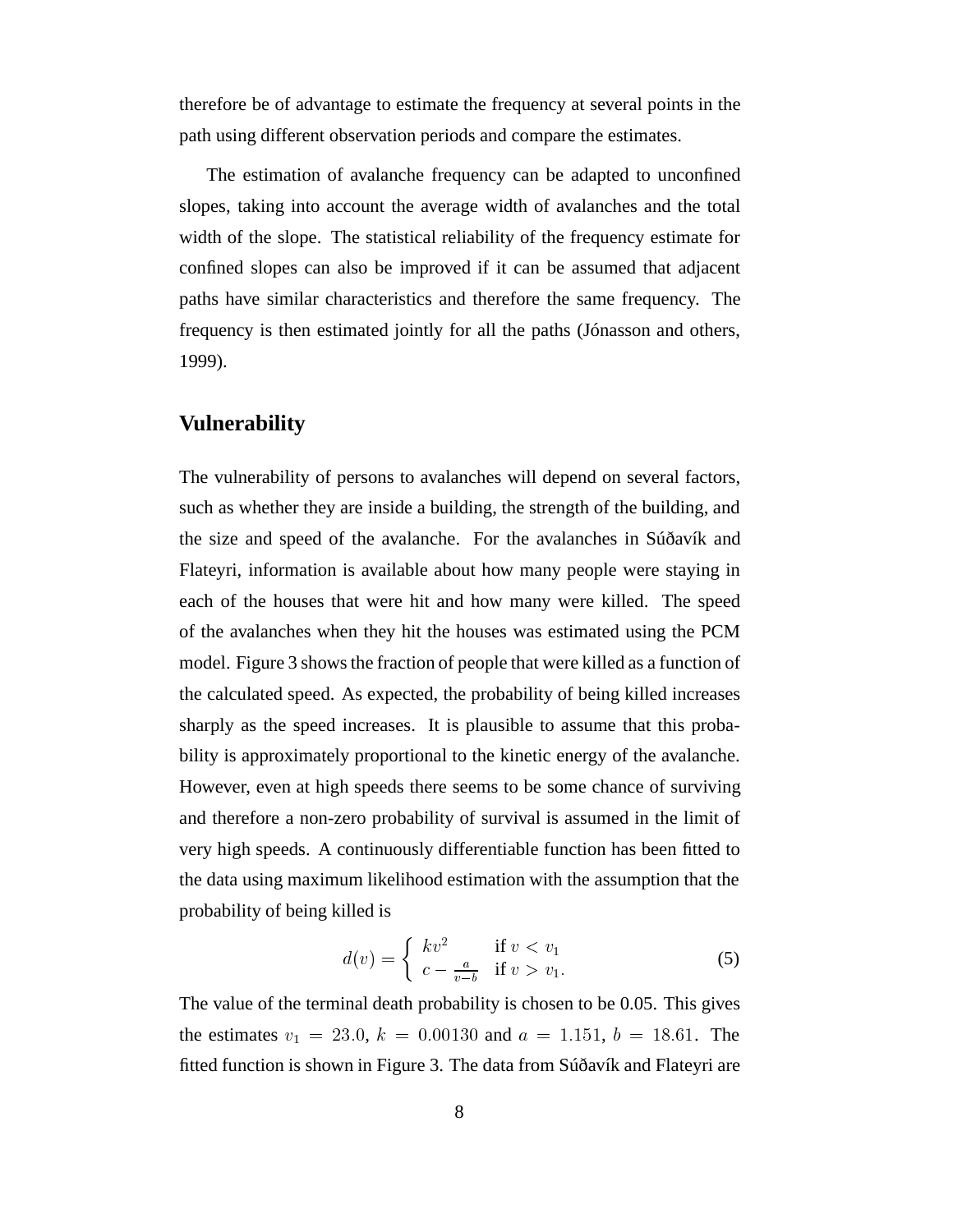therefore be of advantage to estimate the frequency at several points in the path using different observation periods and compare the estimates.

The estimation of avalanche frequency can be adapted to unconfined slopes, taking into account the average width of avalanches and the total width of the slope. The statistical reliability of the frequency estimate for confined slopes can also be improved if it can be assumed that adjacent paths have similar characteristics and therefore the same frequency. The frequency is then estimated jointly for all the paths (Jónasson and others, 1999).

## Vulnerability

The vulnerability of persons to avalanches will depend on several factors, such as whether they are inside a building, the strength of the building, and the size and speed of the avalanche. For the avalanches in Súðavík and Flateyri, information is available about how many people were staying in each of the houses that were hit and how many were killed. The speed of the avalanches when they hit the houses was estimated using the PCM model. Figure 3 shows the fraction of people that were killed as a function of the calculated speed. As expected, the probability of being killed increases sharply as the speed increases. It is plausible to assume that this probability is approximately proportional to the kinetic energy of the avalanche. However, even at high speeds there seems to be some chance of surviving and therefore a non-zero probability of survival is assumed in the limit of very high speeds. A continuously differentiable function has been fitted to the data using maximum likelihood estimation with the assumption that the probability of being killed is

$$d(v) = \begin{cases} kv^2 & \text{if } v < v_1 \\ c - \frac{a}{v-b} & \text{if } v > v_1. \end{cases} \tag{5}$$

The value of the terminal death probability is chosen to be 0.05. This gives the estimates $v_1 = 23.0$, $k = 0.00130$ and $a = 1.151$, $b = 18.61$. The fitted function is shown in Figure 3. The data from Súðavík and Flateyri are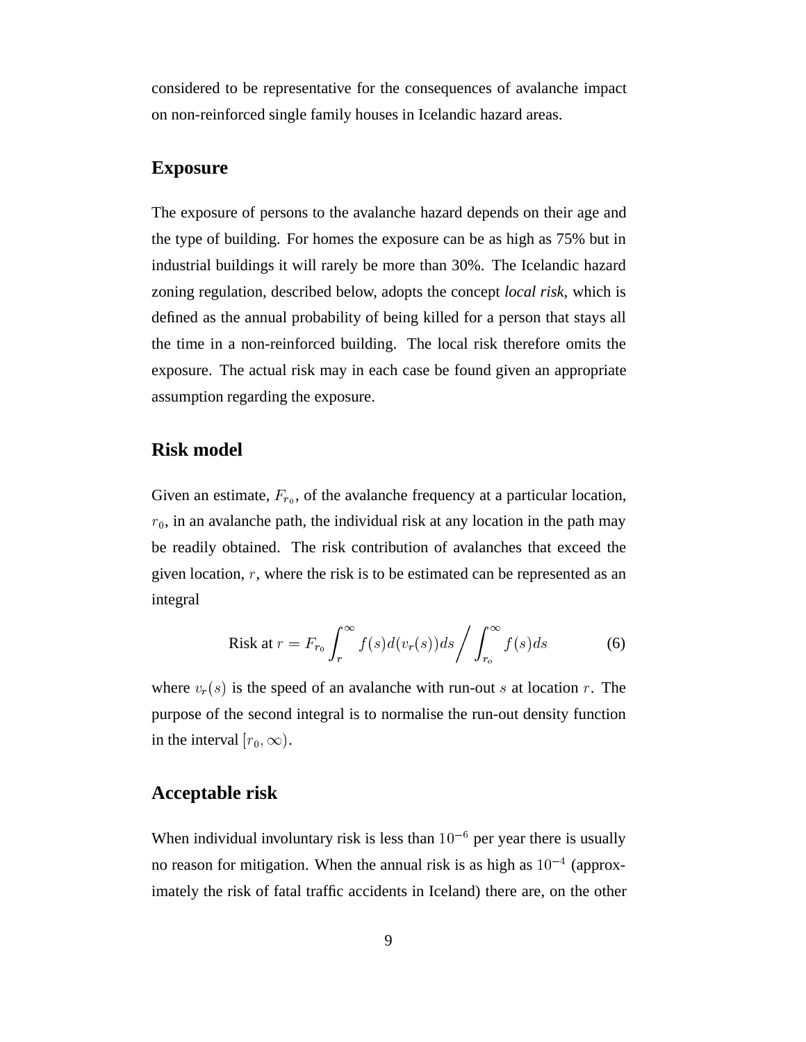considered to be representative for the consequences of avalanche impact on non-reinforced single family houses in Icelandic hazard areas.

## Exposure

The exposure of persons to the avalanche hazard depends on their age and the type of building. For homes the exposure can be as high as 75% but in industrial buildings it will rarely be more than 30%. The Icelandic hazard zoning regulation, described below, adopts the concept *local risk*, which is defined as the annual probability of being killed for a person that stays all the time in a non-reinforced building. The local risk therefore omits the exposure. The actual risk may in each case be found given an appropriate assumption regarding the exposure.

## Risk model

Given an estimate, $F_{r_0}$, of the avalanche frequency at a particular location, $r_0$, in an avalanche path, the individual risk at any location in the path may be readily obtained. The risk contribution of avalanches that exceed the given location, $r$, where the risk is to be estimated can be represented as an integral

$$\text{Risk at } r = F_{r_0} \int_r^\infty f(s) d(v_r(s)) ds \Bigg/ \int_{r_o}^\infty f(s) ds \tag{6}$$

where $v_r(s)$ is the speed of an avalanche with run-out $s$ at location $r$. The purpose of the second integral is to normalise the run-out density function in the interval $[r_0, \infty)$.

## Acceptable risk

When individual involuntary risk is less than $10^{-6}$ per year there is usually no reason for mitigation. When the annual risk is as high as $10^{-4}$ (approximately the risk of fatal traffic accidents in Iceland) there are, on the other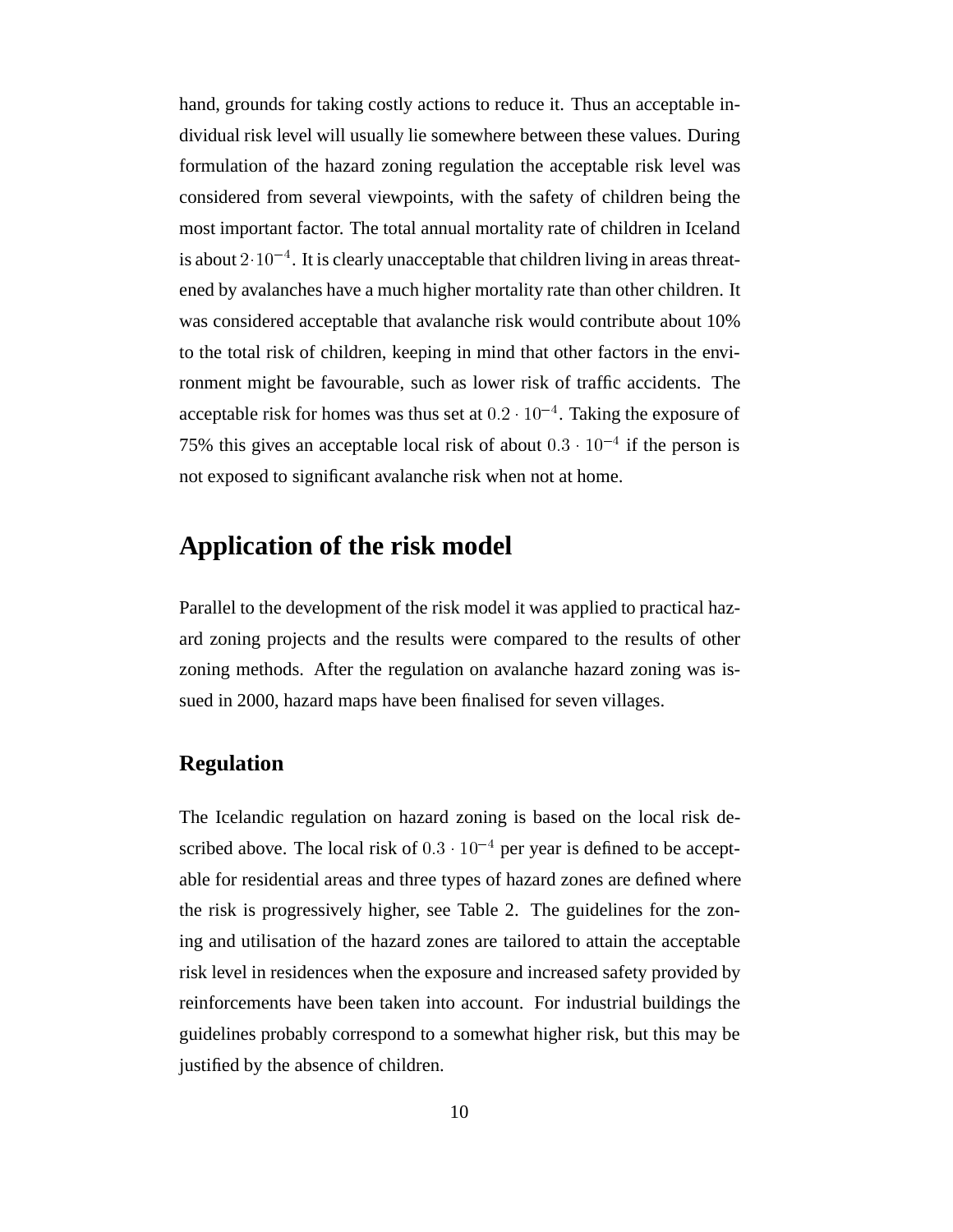hand, grounds for taking costly actions to reduce it. Thus an acceptable individual risk level will usually lie somewhere between these values. During formulation of the hazard zoning regulation the acceptable risk level was considered from several viewpoints, with the safety of children being the most important factor. The total annual mortality rate of children in Iceland is about $2 \cdot 10^{-4}$. It is clearly unacceptable that children living in areas threatened by avalanches have a much higher mortality rate than other children. It was considered acceptable that avalanche risk would contribute about 10% to the total risk of children, keeping in mind that other factors in the environment might be favourable, such as lower risk of traffic accidents. The acceptable risk for homes was thus set at $0.2 \cdot 10^{-4}$. Taking the exposure of 75% this gives an acceptable local risk of about $0.3 \cdot 10^{-4}$ if the person is not exposed to significant avalanche risk when not at home.

## Application of the risk model

Parallel to the development of the risk model it was applied to practical hazard zoning projects and the results were compared to the results of other zoning methods. After the regulation on avalanche hazard zoning was issued in 2000, hazard maps have been finalised for seven villages.

### Regulation

The Icelandic regulation on hazard zoning is based on the local risk described above. The local risk of $0.3 \cdot 10^{-4}$ per year is defined to be acceptable for residential areas and three types of hazard zones are defined where the risk is progressively higher, see Table 2. The guidelines for the zoning and utilisation of the hazard zones are tailored to attain the acceptable risk level in residences when the exposure and increased safety provided by reinforcements have been taken into account. For industrial buildings the guidelines probably correspond to a somewhat higher risk, but this may be justified by the absence of children.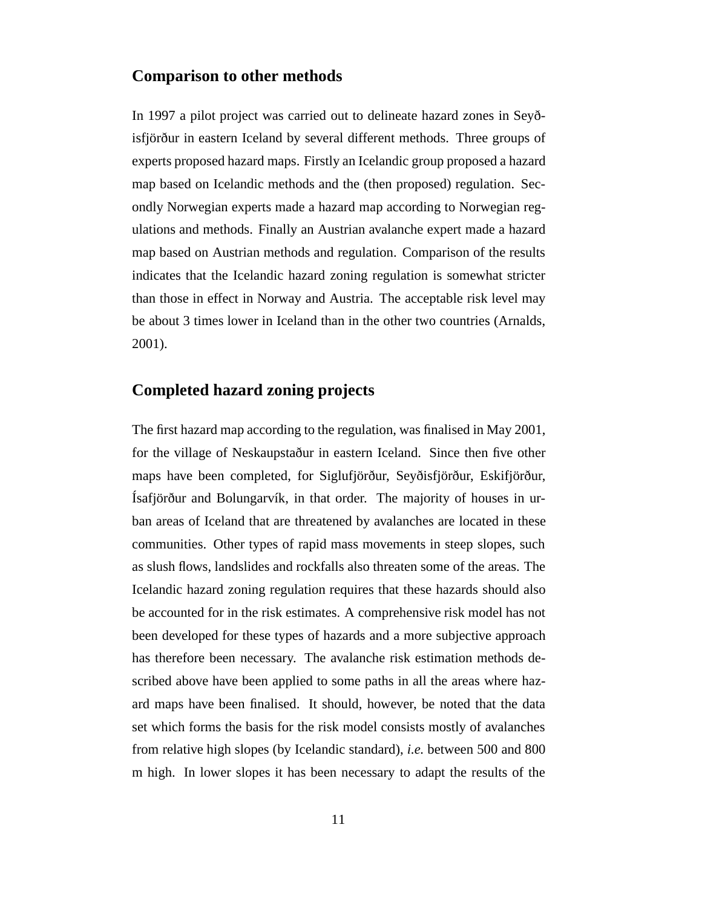## Comparison to other methods

In 1997 a pilot project was carried out to delineate hazard zones in Seyðisfjörður in eastern Iceland by several different methods. Three groups of experts proposed hazard maps. Firstly an Icelandic group proposed a hazard map based on Icelandic methods and the (then proposed) regulation. Secondly Norwegian experts made a hazard map according to Norwegian regulations and methods. Finally an Austrian avalanche expert made a hazard map based on Austrian methods and regulation. Comparison of the results indicates that the Icelandic hazard zoning regulation is somewhat stricter than those in effect in Norway and Austria. The acceptable risk level may be about 3 times lower in Iceland than in the other two countries (Arnalds, 2001).

## Completed hazard zoning projects

The first hazard map according to the regulation, was finalised in May 2001, for the village of Neskaupstaður in eastern Iceland. Since then five other maps have been completed, for Siglufjörður, Seyðisfjörður, Eskifjörður, Ísafjörður and Bolungarvík, in that order. The majority of houses in urban areas of Iceland that are threatened by avalanches are located in these communities. Other types of rapid mass movements in steep slopes, such as slush flows, landslides and rockfalls also threaten some of the areas. The Icelandic hazard zoning regulation requires that these hazards should also be accounted for in the risk estimates. A comprehensive risk model has not been developed for these types of hazards and a more subjective approach has therefore been necessary. The avalanche risk estimation methods described above have been applied to some paths in all the areas where hazard maps have been finalised. It should, however, be noted that the data set which forms the basis for the risk model consists mostly of avalanches from relative high slopes (by Icelandic standard), *i.e.* between 500 and 800 m high. In lower slopes it has been necessary to adapt the results of the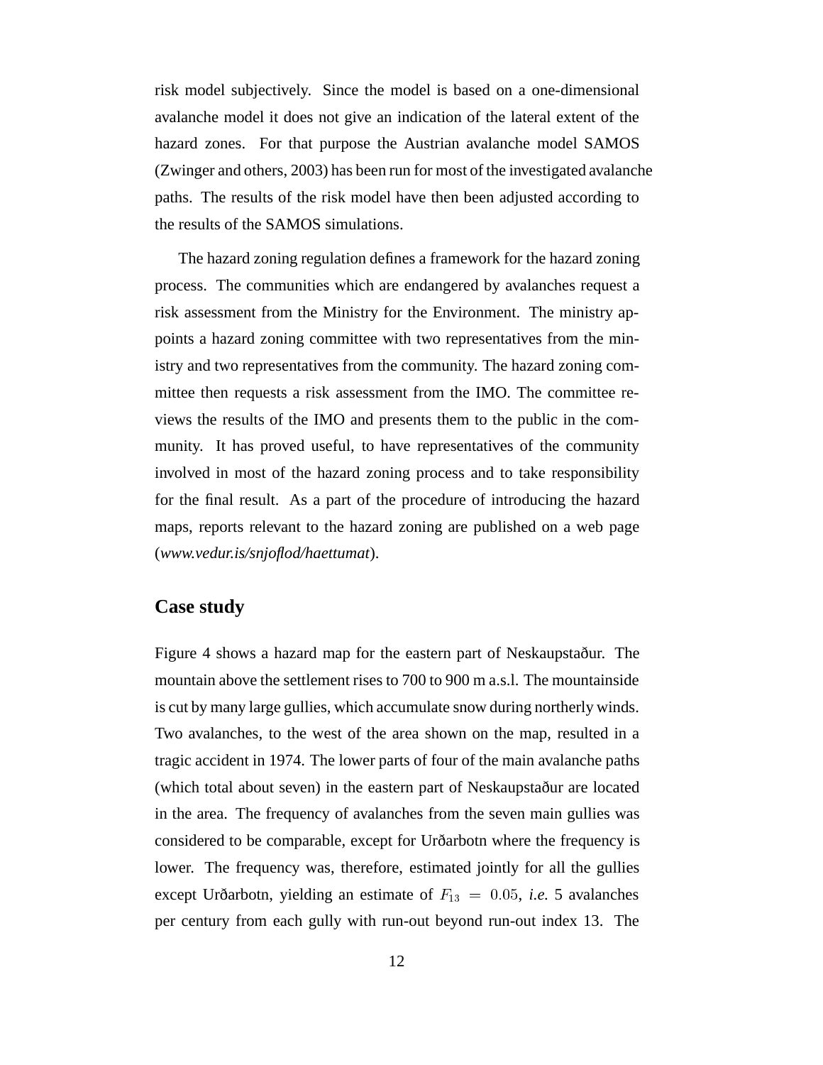risk model subjectively. Since the model is based on a one-dimensional avalanche model it does not give an indication of the lateral extent of the hazard zones. For that purpose the Austrian avalanche model SAMOS (Zwinger and others, 2003) has been run for most of the investigated avalanche paths. The results of the risk model have then been adjusted according to the results of the SAMOS simulations.

The hazard zoning regulation defines a framework for the hazard zoning process. The communities which are endangered by avalanches request a risk assessment from the Ministry for the Environment. The ministry appoints a hazard zoning committee with two representatives from the ministry and two representatives from the community. The hazard zoning committee then requests a risk assessment from the IMO. The committee reviews the results of the IMO and presents them to the public in the community. It has proved useful, to have representatives of the community involved in most of the hazard zoning process and to take responsibility for the final result. As a part of the procedure of introducing the hazard maps, reports relevant to the hazard zoning are published on a web page (*www.vedur.is/snjoflod/haettumat*).

## Case study

Figure 4 shows a hazard map for the eastern part of Neskaupstaður. The mountain above the settlement rises to 700 to 900 m a.s.l. The mountainside is cut by many large gullies, which accumulate snow during northerly winds. Two avalanches, to the west of the area shown on the map, resulted in a tragic accident in 1974. The lower parts of four of the main avalanche paths (which total about seven) in the eastern part of Neskaupstaður are located in the area. The frequency of avalanches from the seven main gullies was considered to be comparable, except for Urðarbotn where the frequency is lower. The frequency was, therefore, estimated jointly for all the gullies except Urðarbotn, yielding an estimate of $F_{13} = 0.05$, *i.e.* 5 avalanches per century from each gully with run-out beyond run-out index 13. The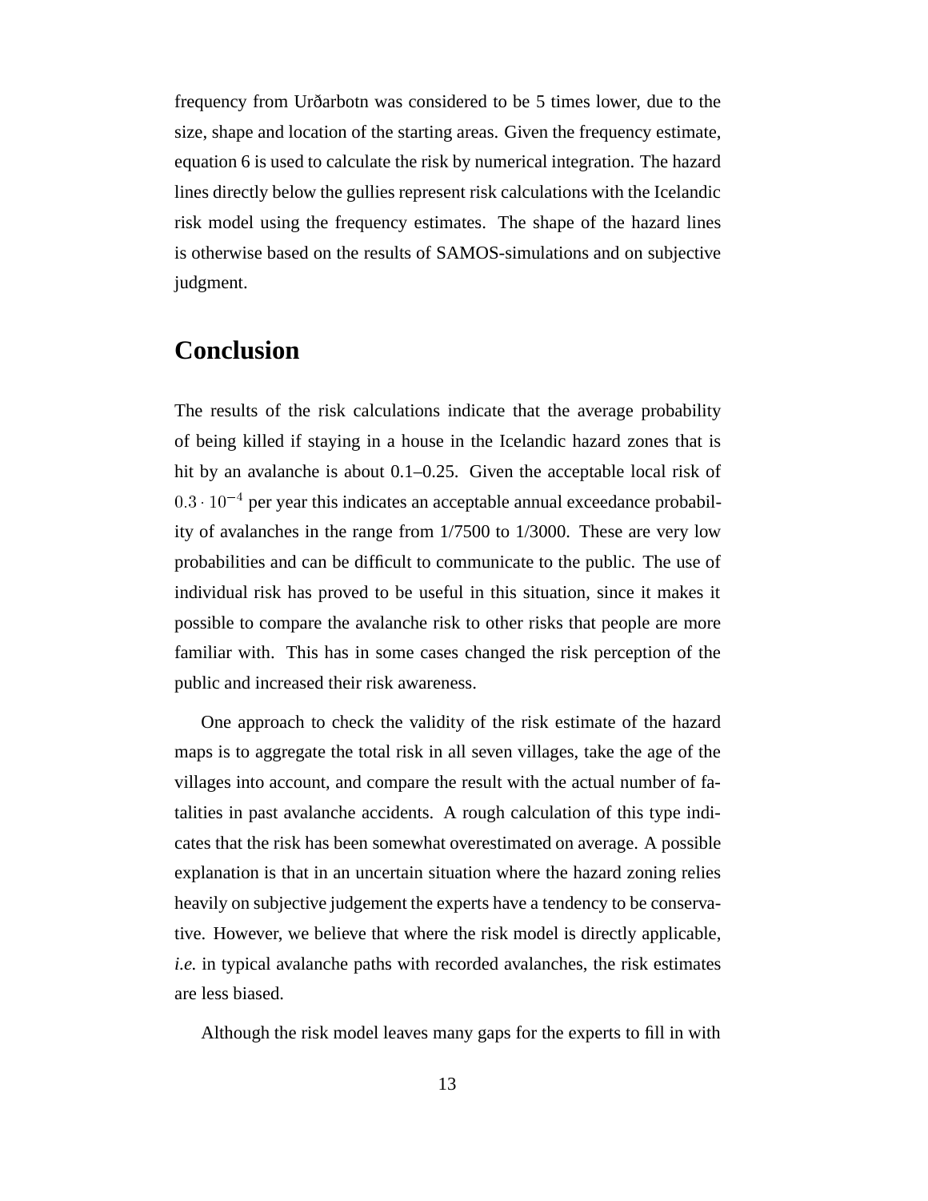frequency from Urðarbotn was considered to be 5 times lower, due to the size, shape and location of the starting areas. Given the frequency estimate, equation 6 is used to calculate the risk by numerical integration. The hazard lines directly below the gullies represent risk calculations with the Icelandic risk model using the frequency estimates. The shape of the hazard lines is otherwise based on the results of SAMOS-simulations and on subjective judgment.

## Conclusion

The results of the risk calculations indicate that the average probability of being killed if staying in a house in the Icelandic hazard zones that is hit by an avalanche is about 0.1–0.25. Given the acceptable local risk of $0.3 \cdot 10^{-4}$ per year this indicates an acceptable annual exceedance probability of avalanches in the range from 1/7500 to 1/3000. These are very low probabilities and can be difficult to communicate to the public. The use of individual risk has proved to be useful in this situation, since it makes it possible to compare the avalanche risk to other risks that people are more familiar with. This has in some cases changed the risk perception of the public and increased their risk awareness.

One approach to check the validity of the risk estimate of the hazard maps is to aggregate the total risk in all seven villages, take the age of the villages into account, and compare the result with the actual number of fatalities in past avalanche accidents. A rough calculation of this type indicates that the risk has been somewhat overestimated on average. A possible explanation is that in an uncertain situation where the hazard zoning relies heavily on subjective judgement the experts have a tendency to be conservative. However, we believe that where the risk model is directly applicable, *i.e.* in typical avalanche paths with recorded avalanches, the risk estimates are less biased.

Although the risk model leaves many gaps for the experts to fill in with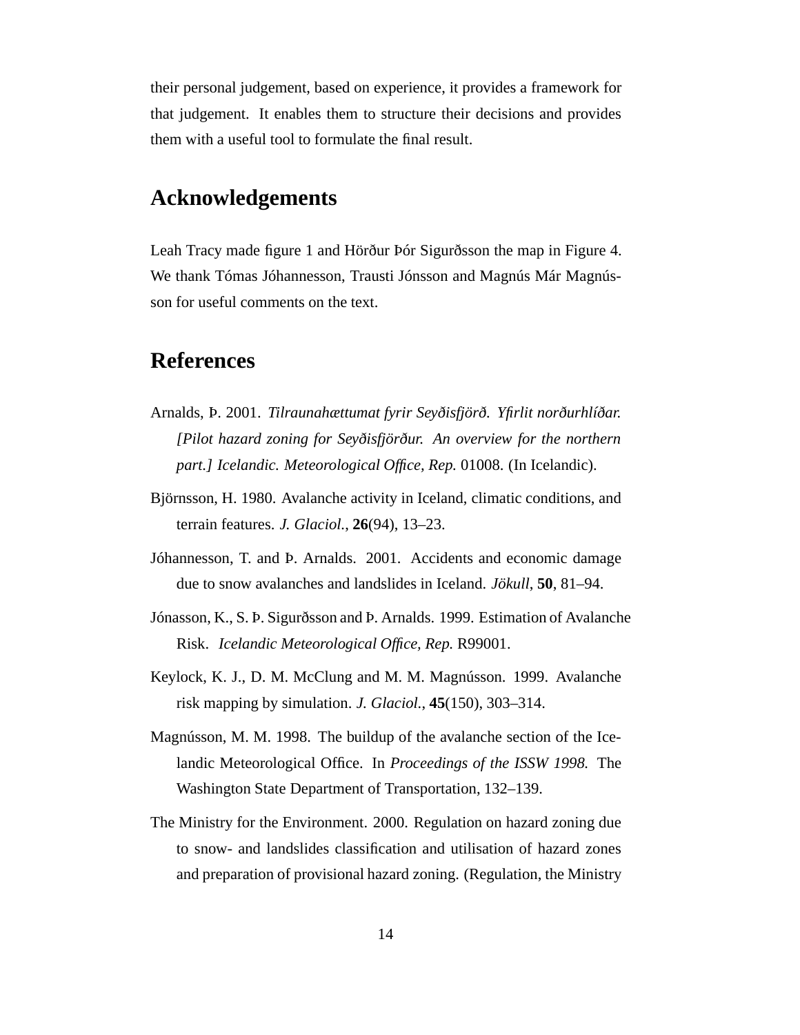their personal judgement, based on experience, it provides a framework for that judgement. It enables them to structure their decisions and provides them with a useful tool to formulate the final result.

## Acknowledgements

Leah Tracy made figure 1 and Hörður Þór Sigurðsson the map in Figure 4. We thank Tómas Jóhannesson, Trausti Jónsson and Magnús Már Magnússon for useful comments on the text.

## References

Arnalds, Þ. 2001. *Tilraunahættumat fyrir Seyðisfjörð. Yfirlit norðurhlíðar. [Pilot hazard zoning for Seyðisfjörður. An overview for the northern part.] Icelandic. Meteorological Office, Rep.* 01008. (In Icelandic).

Björnsson, H. 1980. Avalanche activity in Iceland, climatic conditions, and terrain features. *J. Glaciol.*, **26**(94), 13–23.

Jóhannesson, T. and Þ. Arnalds. 2001. Accidents and economic damage due to snow avalanches and landslides in Iceland. *Jökull*, **50**, 81–94.

Jónasson, K., S. Þ. Sigurðsson and Þ. Arnalds. 1999. Estimation of Avalanche Risk. *Icelandic Meteorological Office, Rep.* R99001.

Keylock, K. J., D. M. McClung and M. M. Magnússon. 1999. Avalanche risk mapping by simulation. *J. Glaciol.*, **45**(150), 303–314.

Magnússon, M. M. 1998. The buildup of the avalanche section of the Icelandic Meteorological Office. In *Proceedings of the ISSW 1998.* The Washington State Department of Transportation, 132–139.

The Ministry for the Environment. 2000. Regulation on hazard zoning due to snow- and landslides classification and utilisation of hazard zones and preparation of provisional hazard zoning. (Regulation, the Ministry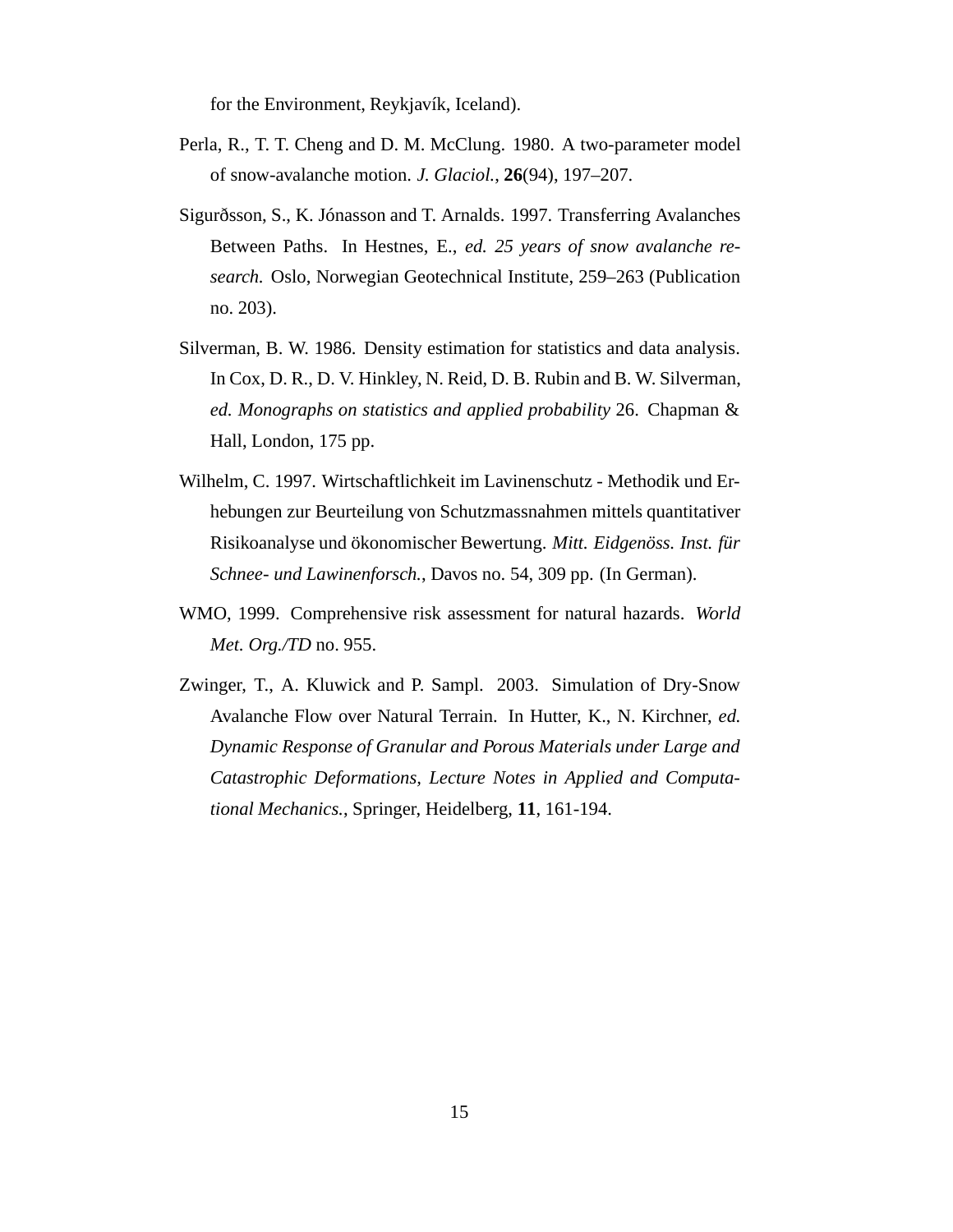for the Environment, Reykjavík, Iceland).

Perla, R., T. T. Cheng and D. M. McClung. 1980. A two-parameter model of snow-avalanche motion. *J. Glaciol.*, **26**(94), 197–207.

Sigurðsson, S., K. Jónasson and T. Arnalds. 1997. Transferring Avalanches Between Paths. In Hestnes, E., *ed. 25 years of snow avalanche research.* Oslo, Norwegian Geotechnical Institute, 259–263 (Publication no. 203).

Silverman, B. W. 1986. Density estimation for statistics and data analysis. In Cox, D. R., D. V. Hinkley, N. Reid, D. B. Rubin and B. W. Silverman, *ed. Monographs on statistics and applied probability* 26. Chapman & Hall, London, 175 pp.

Wilhelm, C. 1997. Wirtschaftlichkeit im Lavinenschutz - Methodik und Erhebungen zur Beurteilung von Schutzmassnahmen mittels quantitativer Risikoanalyse und ökonomischer Bewertung. *Mitt. Eidgenöss. Inst. für Schnee- und Lawinenforsch.*, Davos no. 54, 309 pp. (In German).

WMO, 1999. Comprehensive risk assessment for natural hazards. *World Met. Org./TD* no. 955.

Zwinger, T., A. Kluwick and P. Sampl. 2003. Simulation of Dry-Snow Avalanche Flow over Natural Terrain. In Hutter, K., N. Kirchner, *ed. Dynamic Response of Granular and Porous Materials under Large and Catastrophic Deformations, Lecture Notes in Applied and Computational Mechanics.*, Springer, Heidelberg, **11**, 161-194.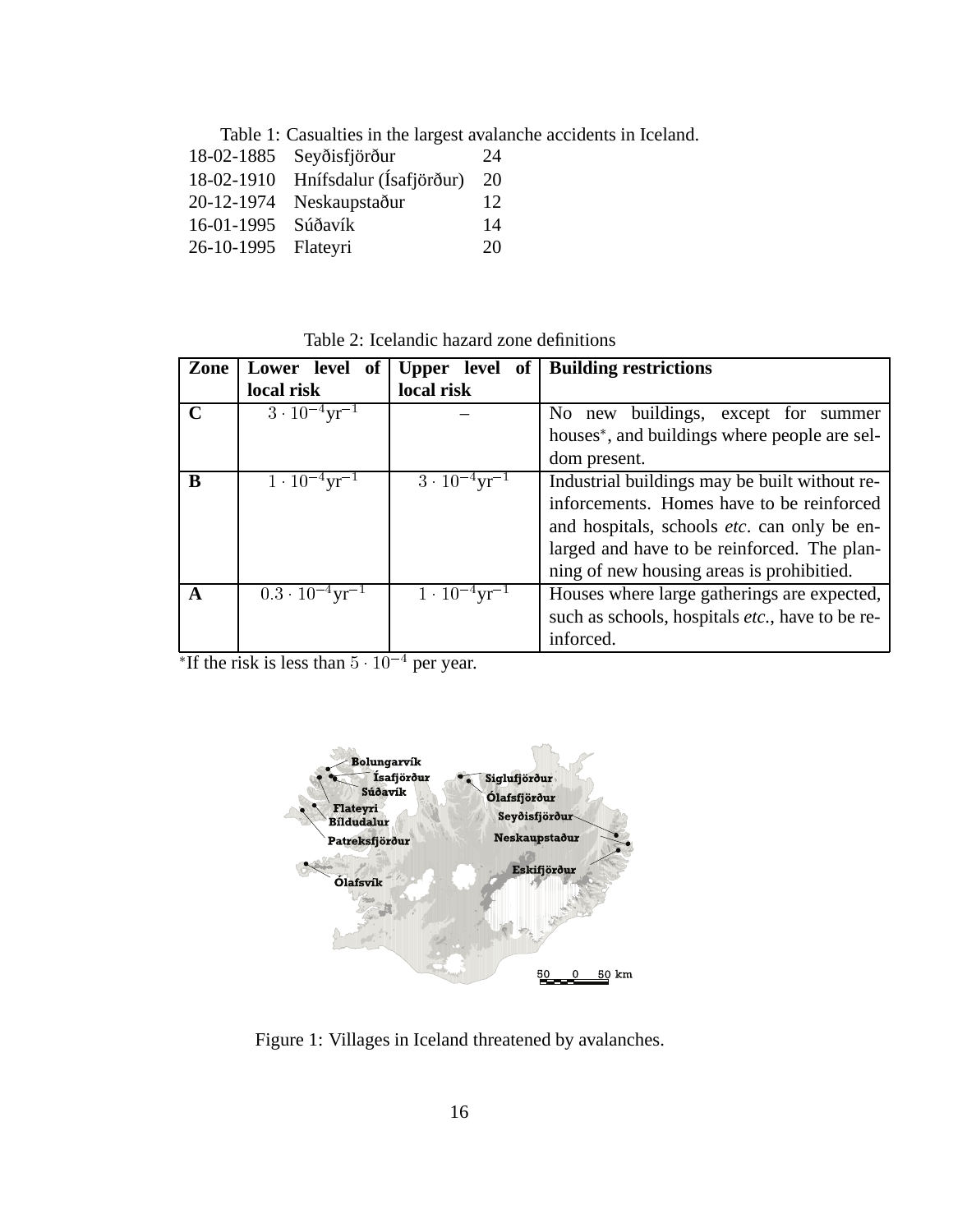Table 1: Casualties in the largest avalanche accidents in Iceland.

| | | |
|---|---|---|
| 18-02-1885 | Seyðisfjörður | 24 |
| 18-02-1910 | Hnífsdalur (Ísafjörður) | 20 |
| 20-12-1974 | Neskaupstaður | 12 |
| 16-01-1995 | Súðavík | 14 |
| 26-10-1995 | Flateyri | 20 |

Table 2: Icelandic hazard zone definitions

| **Zone** | **Lower level of local risk** | **Upper level of local risk** | **Building restrictions** |
|---|---|---|---|
| **C** | $3 \cdot 10^{-4}\text{yr}^{-1}$ | – | No new buildings, except for summer houses*, and buildings where people are seldom present. |
| **B** | $1 \cdot 10^{-4}\text{yr}^{-1}$ | $3 \cdot 10^{-4}\text{yr}^{-1}$ | Industrial buildings may be built without reinforcements. Homes have to be reinforced and hospitals, schools *etc*. can only be enlarged and have to be reinforced. The planning of new housing areas is prohibitied. |
| **A** | $0.3 \cdot 10^{-4}\text{yr}^{-1}$ | $1 \cdot 10^{-4}\text{yr}^{-1}$ | Houses where large gatherings are expected, such as schools, hospitals *etc*., have to be reinforced. |

*If the risk is less than $5 \cdot 10^{-4}$ per year.

Figure 1: Villages in Iceland threatened by avalanches.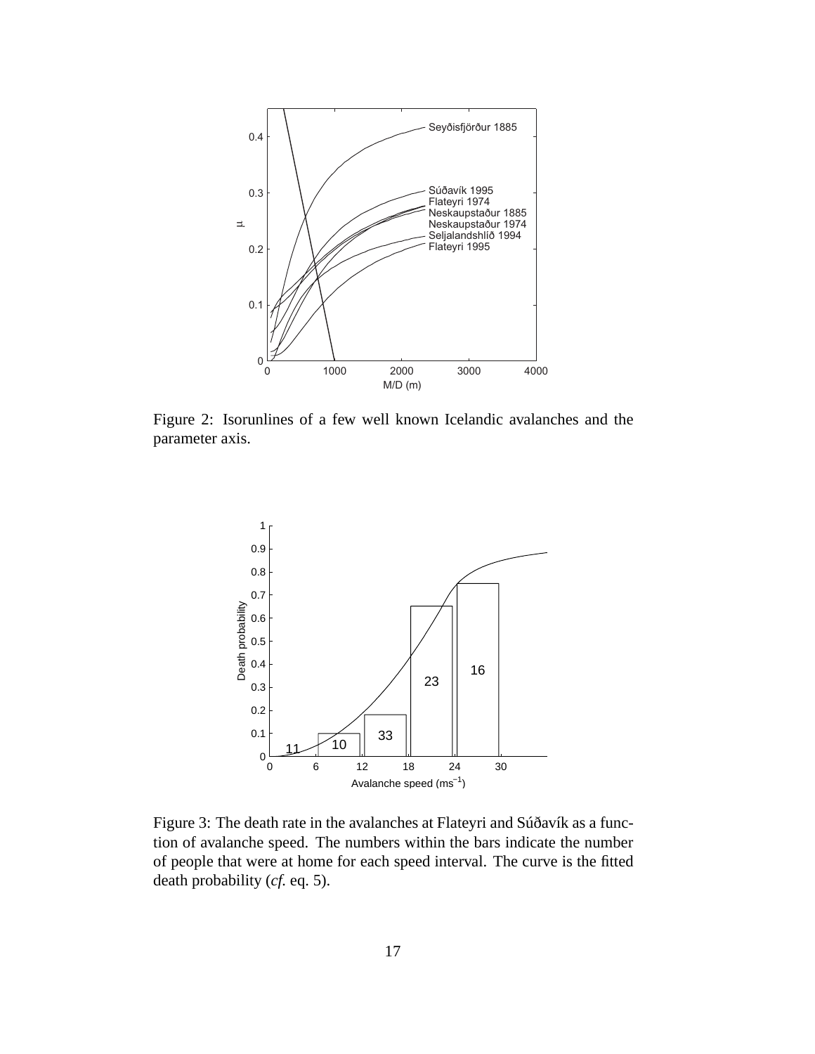Figure 2: Isorunlines of a few well known Icelandic avalanches and the parameter axis.

Figure 3: The death rate in the avalanches at Flateyri and Súðavík as a function of avalanche speed. The numbers within the bars indicate the number of people that were at home for each speed interval. The curve is the fitted death probability (*cf.* eq. 5).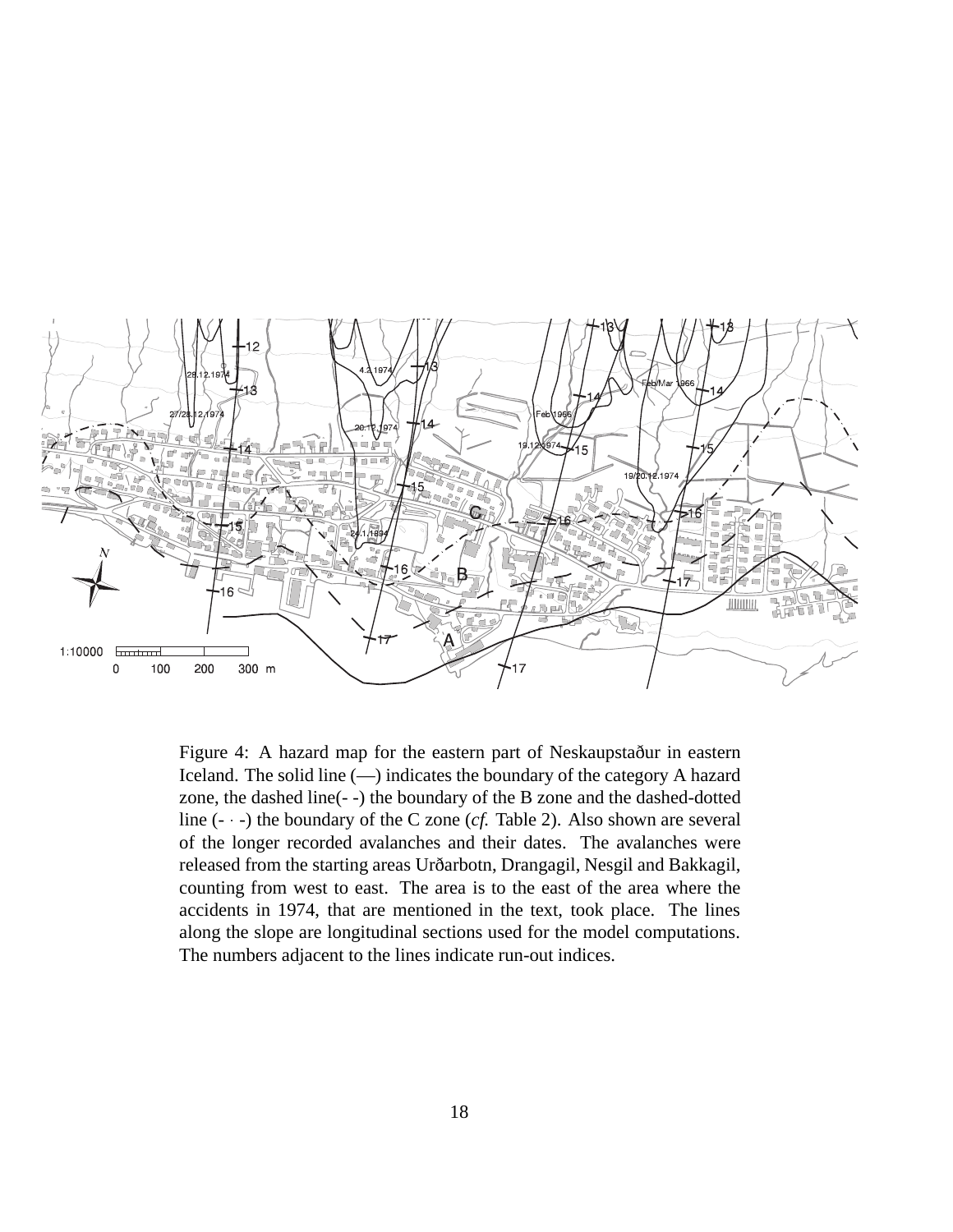1:10000

0 100 200 300 m

Figure 4: A hazard map for the eastern part of Neskaupstaður in eastern Iceland. The solid line (—) indicates the boundary of the category A hazard zone, the dashed line(- -) the boundary of the B zone and the dashed-dotted line (- · -) the boundary of the C zone (*cf.* Table 2). Also shown are several of the longer recorded avalanches and their dates. The avalanches were released from the starting areas Urðarbotn, Drangagil, Nesgil and Bakkagil, counting from west to east. The area is to the east of the area where the accidents in 1974, that are mentioned in the text, took place. The lines along the slope are longitudinal sections used for the model computations. The numbers adjacent to the lines indicate run-out indices.